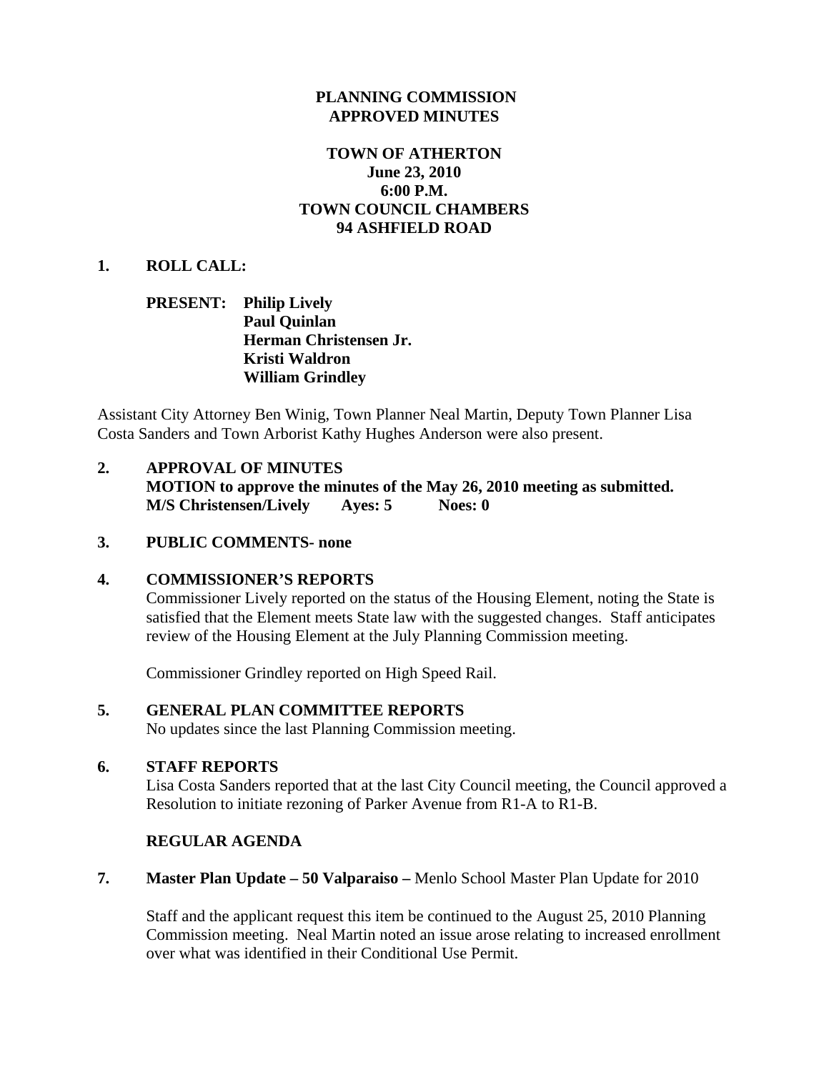# PLANNING COMMISSION
# APPROVED MINUTES

## TOWN OF ATHERTON
## June 23, 2010
## 6:00 P.M.
## TOWN COUNCIL CHAMBERS
## 94 ASHFIELD ROAD

**1. ROLL CALL:**

**PRESENT: Philip Lively**
**Paul Quinlan**
**Herman Christensen Jr.**
**Kristi Waldron**
**William Grindley**

Assistant City Attorney Ben Winig, Town Planner Neal Martin, Deputy Town Planner Lisa Costa Sanders and Town Arborist Kathy Hughes Anderson were also present.

**2. APPROVAL OF MINUTES**
**MOTION to approve the minutes of the May 26, 2010 meeting as submitted.**
**M/S Christensen/Lively Ayes: 5 Noes: 0**

**3. PUBLIC COMMENTS- none**

**4. COMMISSIONER'S REPORTS**

Commissioner Lively reported on the status of the Housing Element, noting the State is satisfied that the Element meets State law with the suggested changes. Staff anticipates review of the Housing Element at the July Planning Commission meeting.

Commissioner Grindley reported on High Speed Rail.

**5. GENERAL PLAN COMMITTEE REPORTS**

No updates since the last Planning Commission meeting.

**6. STAFF REPORTS**

Lisa Costa Sanders reported that at the last City Council meeting, the Council approved a Resolution to initiate rezoning of Parker Avenue from R1-A to R1-B.

**REGULAR AGENDA**

**7. Master Plan Update – 50 Valparaiso –** Menlo School Master Plan Update for 2010

Staff and the applicant request this item be continued to the August 25, 2010 Planning Commission meeting. Neal Martin noted an issue arose relating to increased enrollment over what was identified in their Conditional Use Permit.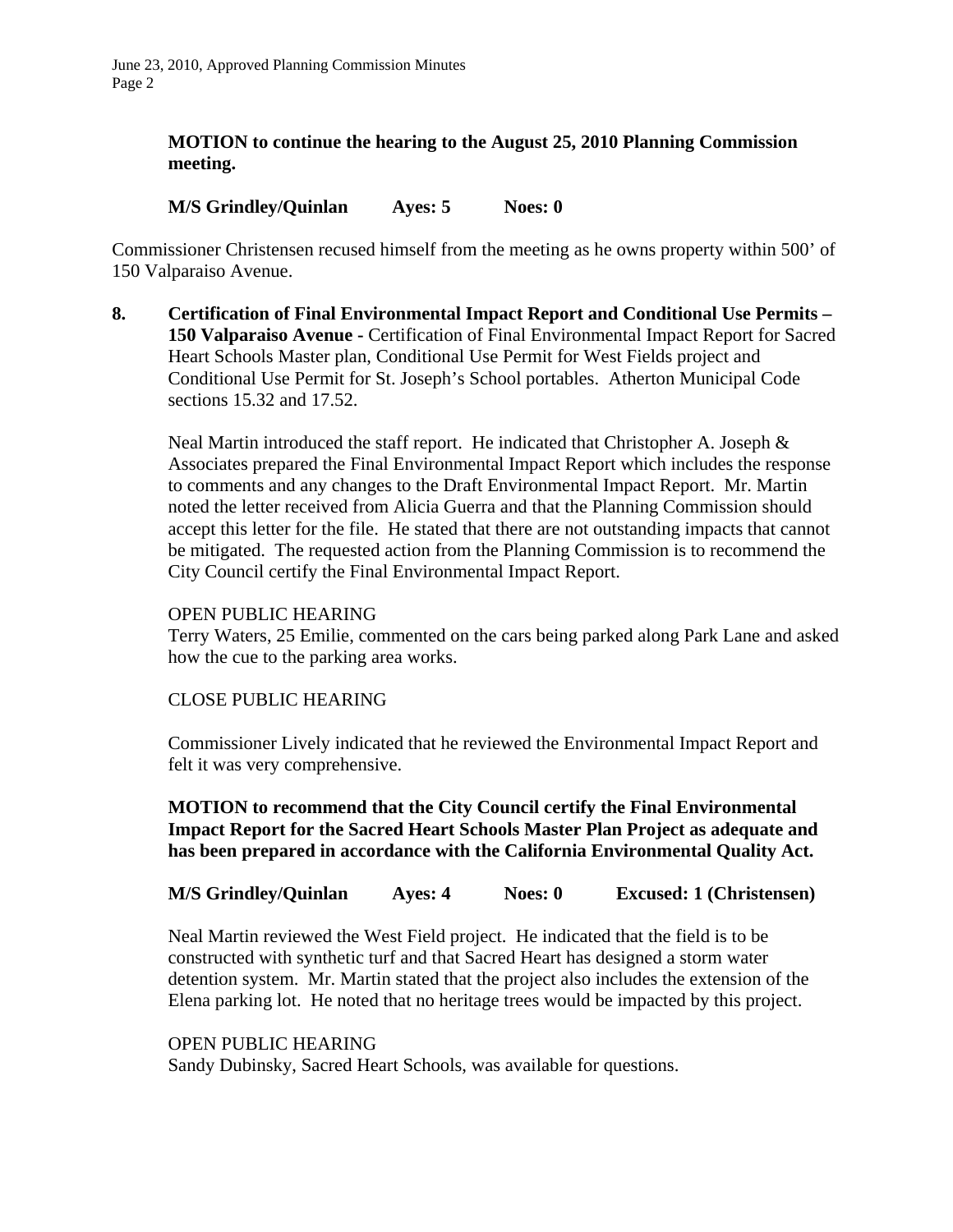**MOTION to continue the hearing to the August 25, 2010 Planning Commission meeting.**

**M/S Grindley/Quinlan Ayes: 5 Noes: 0**

Commissioner Christensen recused himself from the meeting as he owns property within 500' of 150 Valparaiso Avenue.

**8. Certification of Final Environmental Impact Report and Conditional Use Permits – 150 Valparaiso Avenue -** Certification of Final Environmental Impact Report for Sacred Heart Schools Master plan, Conditional Use Permit for West Fields project and Conditional Use Permit for St. Joseph's School portables. Atherton Municipal Code sections 15.32 and 17.52.

Neal Martin introduced the staff report. He indicated that Christopher A. Joseph & Associates prepared the Final Environmental Impact Report which includes the response to comments and any changes to the Draft Environmental Impact Report. Mr. Martin noted the letter received from Alicia Guerra and that the Planning Commission should accept this letter for the file. He stated that there are not outstanding impacts that cannot be mitigated. The requested action from the Planning Commission is to recommend the City Council certify the Final Environmental Impact Report.

OPEN PUBLIC HEARING
Terry Waters, 25 Emilie, commented on the cars being parked along Park Lane and asked how the cue to the parking area works.

CLOSE PUBLIC HEARING

Commissioner Lively indicated that he reviewed the Environmental Impact Report and felt it was very comprehensive.

**MOTION to recommend that the City Council certify the Final Environmental Impact Report for the Sacred Heart Schools Master Plan Project as adequate and has been prepared in accordance with the California Environmental Quality Act.**

**M/S Grindley/Quinlan Ayes: 4 Noes: 0 Excused: 1 (Christensen)**

Neal Martin reviewed the West Field project. He indicated that the field is to be constructed with synthetic turf and that Sacred Heart has designed a storm water detention system. Mr. Martin stated that the project also includes the extension of the Elena parking lot. He noted that no heritage trees would be impacted by this project.

OPEN PUBLIC HEARING
Sandy Dubinsky, Sacred Heart Schools, was available for questions.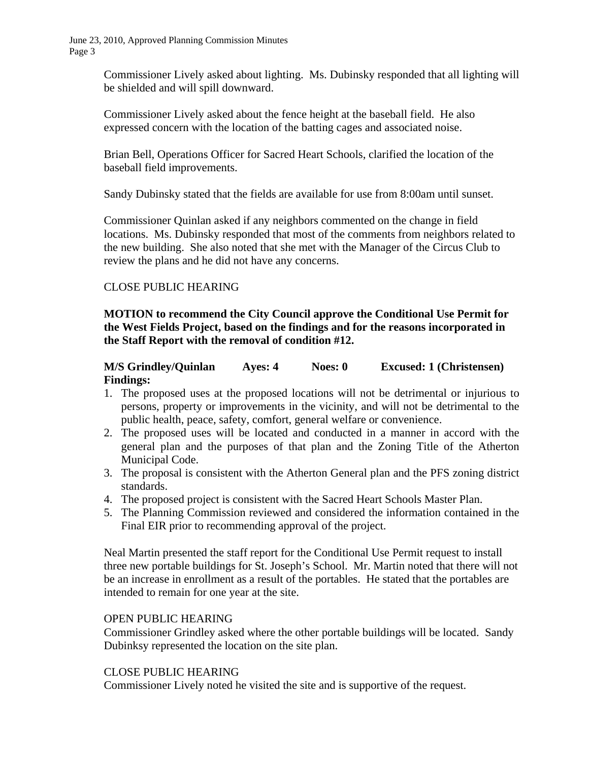Commissioner Lively asked about lighting. Ms. Dubinsky responded that all lighting will be shielded and will spill downward.

Commissioner Lively asked about the fence height at the baseball field. He also expressed concern with the location of the batting cages and associated noise.

Brian Bell, Operations Officer for Sacred Heart Schools, clarified the location of the baseball field improvements.

Sandy Dubinsky stated that the fields are available for use from 8:00am until sunset.

Commissioner Quinlan asked if any neighbors commented on the change in field locations. Ms. Dubinsky responded that most of the comments from neighbors related to the new building. She also noted that she met with the Manager of the Circus Club to review the plans and he did not have any concerns.

CLOSE PUBLIC HEARING

**MOTION to recommend the City Council approve the Conditional Use Permit for the West Fields Project, based on the findings and for the reasons incorporated in the Staff Report with the removal of condition #12.**

**M/S Grindley/Quinlan Ayes: 4 Noes: 0 Excused: 1 (Christensen)**
**Findings:**

1. The proposed uses at the proposed locations will not be detrimental or injurious to persons, property or improvements in the vicinity, and will not be detrimental to the public health, peace, safety, comfort, general welfare or convenience.
2. The proposed uses will be located and conducted in a manner in accord with the general plan and the purposes of that plan and the Zoning Title of the Atherton Municipal Code.
3. The proposal is consistent with the Atherton General plan and the PFS zoning district standards.
4. The proposed project is consistent with the Sacred Heart Schools Master Plan.
5. The Planning Commission reviewed and considered the information contained in the Final EIR prior to recommending approval of the project.

Neal Martin presented the staff report for the Conditional Use Permit request to install three new portable buildings for St. Joseph's School. Mr. Martin noted that there will not be an increase in enrollment as a result of the portables. He stated that the portables are intended to remain for one year at the site.

OPEN PUBLIC HEARING
Commissioner Grindley asked where the other portable buildings will be located. Sandy Dubinksy represented the location on the site plan.

CLOSE PUBLIC HEARING
Commissioner Lively noted he visited the site and is supportive of the request.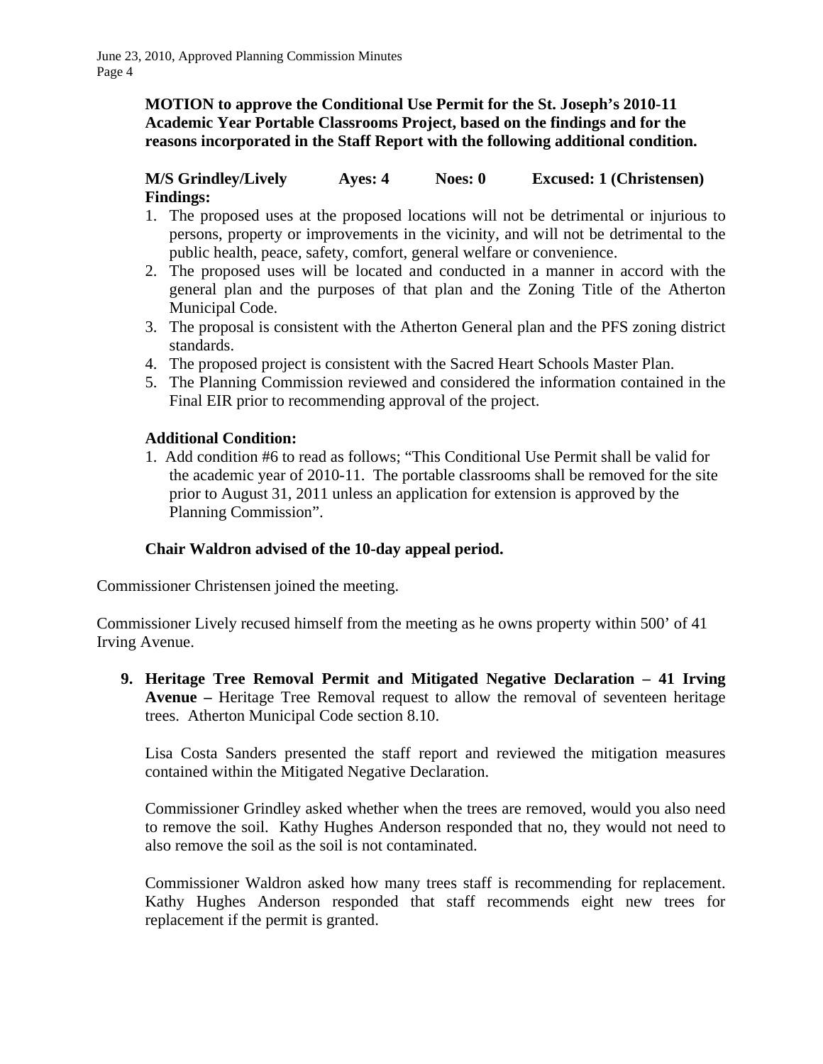**MOTION to approve the Conditional Use Permit for the St. Joseph's 2010-11 Academic Year Portable Classrooms Project, based on the findings and for the reasons incorporated in the Staff Report with the following additional condition.**

**M/S Grindley/Lively Ayes: 4 Noes: 0 Excused: 1 (Christensen)**

**Findings:**

1. The proposed uses at the proposed locations will not be detrimental or injurious to persons, property or improvements in the vicinity, and will not be detrimental to the public health, peace, safety, comfort, general welfare or convenience.
2. The proposed uses will be located and conducted in a manner in accord with the general plan and the purposes of that plan and the Zoning Title of the Atherton Municipal Code.
3. The proposal is consistent with the Atherton General plan and the PFS zoning district standards.
4. The proposed project is consistent with the Sacred Heart Schools Master Plan.
5. The Planning Commission reviewed and considered the information contained in the Final EIR prior to recommending approval of the project.

**Additional Condition:**

1. Add condition #6 to read as follows; "This Conditional Use Permit shall be valid for the academic year of 2010-11. The portable classrooms shall be removed for the site prior to August 31, 2011 unless an application for extension is approved by the Planning Commission".

**Chair Waldron advised of the 10-day appeal period.**

Commissioner Christensen joined the meeting.

Commissioner Lively recused himself from the meeting as he owns property within 500' of 41 Irving Avenue.

9. **Heritage Tree Removal Permit and Mitigated Negative Declaration – 41 Irving Avenue –** Heritage Tree Removal request to allow the removal of seventeen heritage trees. Atherton Municipal Code section 8.10.

   Lisa Costa Sanders presented the staff report and reviewed the mitigation measures contained within the Mitigated Negative Declaration.

   Commissioner Grindley asked whether when the trees are removed, would you also need to remove the soil. Kathy Hughes Anderson responded that no, they would not need to also remove the soil as the soil is not contaminated.

   Commissioner Waldron asked how many trees staff is recommending for replacement. Kathy Hughes Anderson responded that staff recommends eight new trees for replacement if the permit is granted.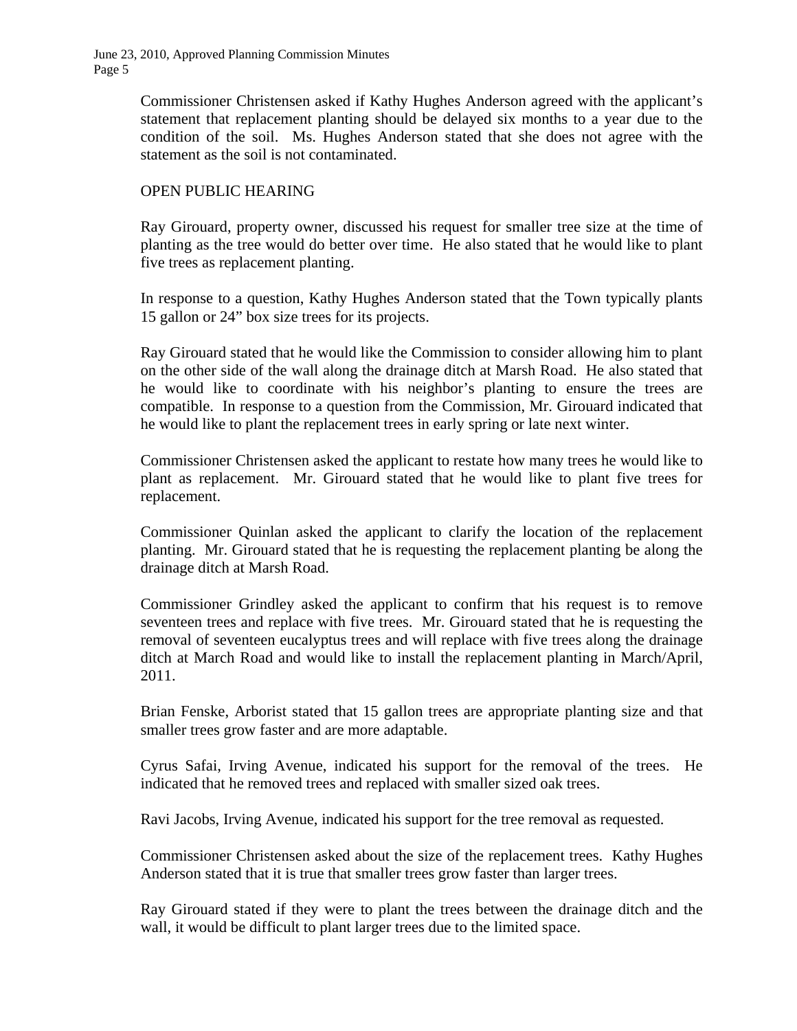Commissioner Christensen asked if Kathy Hughes Anderson agreed with the applicant's statement that replacement planting should be delayed six months to a year due to the condition of the soil. Ms. Hughes Anderson stated that she does not agree with the statement as the soil is not contaminated.

OPEN PUBLIC HEARING

Ray Girouard, property owner, discussed his request for smaller tree size at the time of planting as the tree would do better over time. He also stated that he would like to plant five trees as replacement planting.

In response to a question, Kathy Hughes Anderson stated that the Town typically plants 15 gallon or 24" box size trees for its projects.

Ray Girouard stated that he would like the Commission to consider allowing him to plant on the other side of the wall along the drainage ditch at Marsh Road. He also stated that he would like to coordinate with his neighbor's planting to ensure the trees are compatible. In response to a question from the Commission, Mr. Girouard indicated that he would like to plant the replacement trees in early spring or late next winter.

Commissioner Christensen asked the applicant to restate how many trees he would like to plant as replacement. Mr. Girouard stated that he would like to plant five trees for replacement.

Commissioner Quinlan asked the applicant to clarify the location of the replacement planting. Mr. Girouard stated that he is requesting the replacement planting be along the drainage ditch at Marsh Road.

Commissioner Grindley asked the applicant to confirm that his request is to remove seventeen trees and replace with five trees. Mr. Girouard stated that he is requesting the removal of seventeen eucalyptus trees and will replace with five trees along the drainage ditch at March Road and would like to install the replacement planting in March/April, 2011.

Brian Fenske, Arborist stated that 15 gallon trees are appropriate planting size and that smaller trees grow faster and are more adaptable.

Cyrus Safai, Irving Avenue, indicated his support for the removal of the trees. He indicated that he removed trees and replaced with smaller sized oak trees.

Ravi Jacobs, Irving Avenue, indicated his support for the tree removal as requested.

Commissioner Christensen asked about the size of the replacement trees. Kathy Hughes Anderson stated that it is true that smaller trees grow faster than larger trees.

Ray Girouard stated if they were to plant the trees between the drainage ditch and the wall, it would be difficult to plant larger trees due to the limited space.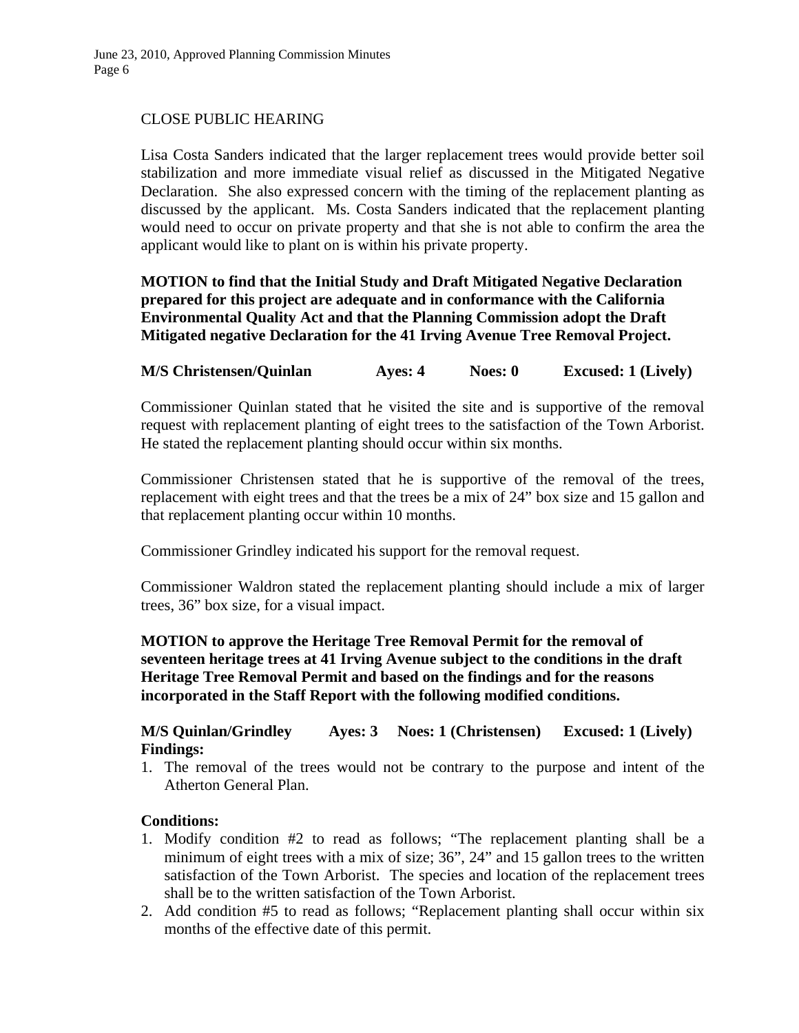CLOSE PUBLIC HEARING

Lisa Costa Sanders indicated that the larger replacement trees would provide better soil stabilization and more immediate visual relief as discussed in the Mitigated Negative Declaration. She also expressed concern with the timing of the replacement planting as discussed by the applicant. Ms. Costa Sanders indicated that the replacement planting would need to occur on private property and that she is not able to confirm the area the applicant would like to plant on is within his private property.

**MOTION to find that the Initial Study and Draft Mitigated Negative Declaration prepared for this project are adequate and in conformance with the California Environmental Quality Act and that the Planning Commission adopt the Draft Mitigated negative Declaration for the 41 Irving Avenue Tree Removal Project.**

**M/S Christensen/Quinlan Ayes: 4 Noes: 0 Excused: 1 (Lively)**

Commissioner Quinlan stated that he visited the site and is supportive of the removal request with replacement planting of eight trees to the satisfaction of the Town Arborist. He stated the replacement planting should occur within six months.

Commissioner Christensen stated that he is supportive of the removal of the trees, replacement with eight trees and that the trees be a mix of 24" box size and 15 gallon and that replacement planting occur within 10 months.

Commissioner Grindley indicated his support for the removal request.

Commissioner Waldron stated the replacement planting should include a mix of larger trees, 36" box size, for a visual impact.

**MOTION to approve the Heritage Tree Removal Permit for the removal of seventeen heritage trees at 41 Irving Avenue subject to the conditions in the draft Heritage Tree Removal Permit and based on the findings and for the reasons incorporated in the Staff Report with the following modified conditions.**

**M/S Quinlan/Grindley Ayes: 3 Noes: 1 (Christensen) Excused: 1 (Lively)**

**Findings:**

1. The removal of the trees would not be contrary to the purpose and intent of the Atherton General Plan.

**Conditions:**

1. Modify condition #2 to read as follows; "The replacement planting shall be a minimum of eight trees with a mix of size; 36", 24" and 15 gallon trees to the written satisfaction of the Town Arborist. The species and location of the replacement trees shall be to the written satisfaction of the Town Arborist.
2. Add condition #5 to read as follows; "Replacement planting shall occur within six months of the effective date of this permit.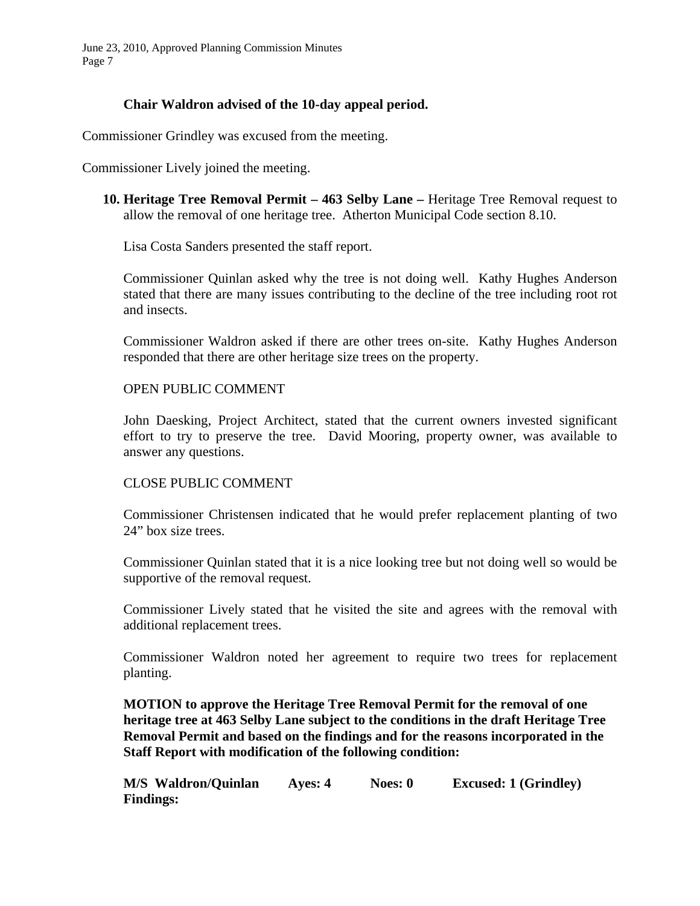**Chair Waldron advised of the 10-day appeal period.**

Commissioner Grindley was excused from the meeting.

Commissioner Lively joined the meeting.

10. **Heritage Tree Removal Permit – 463 Selby Lane –** Heritage Tree Removal request to allow the removal of one heritage tree. Atherton Municipal Code section 8.10.

    Lisa Costa Sanders presented the staff report.

    Commissioner Quinlan asked why the tree is not doing well. Kathy Hughes Anderson stated that there are many issues contributing to the decline of the tree including root rot and insects.

    Commissioner Waldron asked if there are other trees on-site. Kathy Hughes Anderson responded that there are other heritage size trees on the property.

    OPEN PUBLIC COMMENT

    John Daesking, Project Architect, stated that the current owners invested significant effort to try to preserve the tree. David Mooring, property owner, was available to answer any questions.

    CLOSE PUBLIC COMMENT

    Commissioner Christensen indicated that he would prefer replacement planting of two 24" box size trees.

    Commissioner Quinlan stated that it is a nice looking tree but not doing well so would be supportive of the removal request.

    Commissioner Lively stated that he visited the site and agrees with the removal with additional replacement trees.

    Commissioner Waldron noted her agreement to require two trees for replacement planting.

    **MOTION to approve the Heritage Tree Removal Permit for the removal of one heritage tree at 463 Selby Lane subject to the conditions in the draft Heritage Tree Removal Permit and based on the findings and for the reasons incorporated in the Staff Report with modification of the following condition:**

    **M/S Waldron/Quinlan Ayes: 4 Noes: 0 Excused: 1 (Grindley)**
    **Findings:**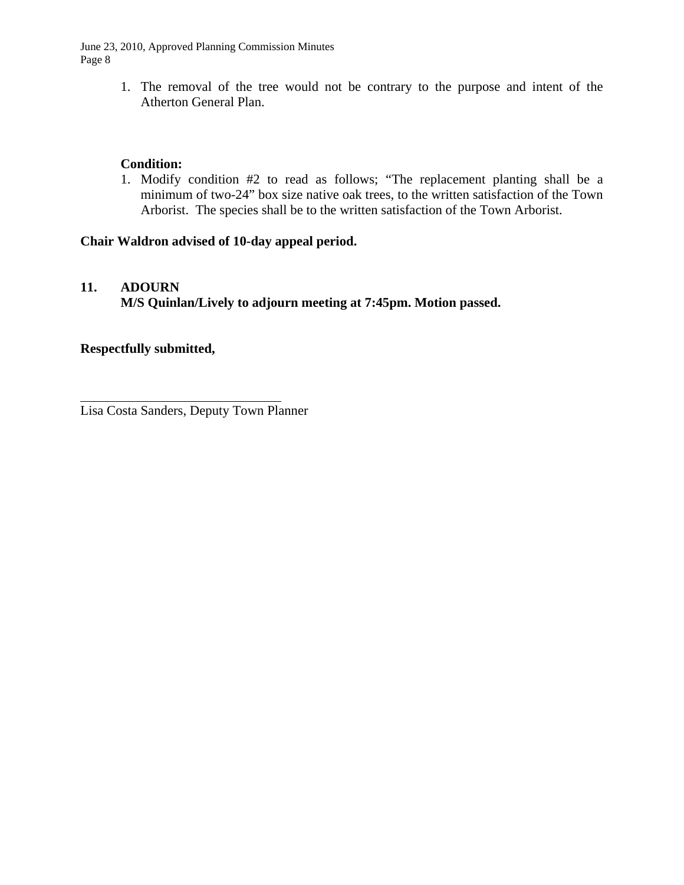1. The removal of the tree would not be contrary to the purpose and intent of the Atherton General Plan.

**Condition:**

1. Modify condition #2 to read as follows; "The replacement planting shall be a minimum of two-24" box size native oak trees, to the written satisfaction of the Town Arborist. The species shall be to the written satisfaction of the Town Arborist.

**Chair Waldron advised of 10-day appeal period.**

**11. ADOURN**
**M/S Quinlan/Lively to adjourn meeting at 7:45pm. Motion passed.**

**Respectfully submitted,**

\_\_\_\_\_\_\_\_\_\_\_\_\_\_\_\_\_\_\_\_\_\_\_\_\_\_\_\_\_\_\_\_
Lisa Costa Sanders, Deputy Town Planner